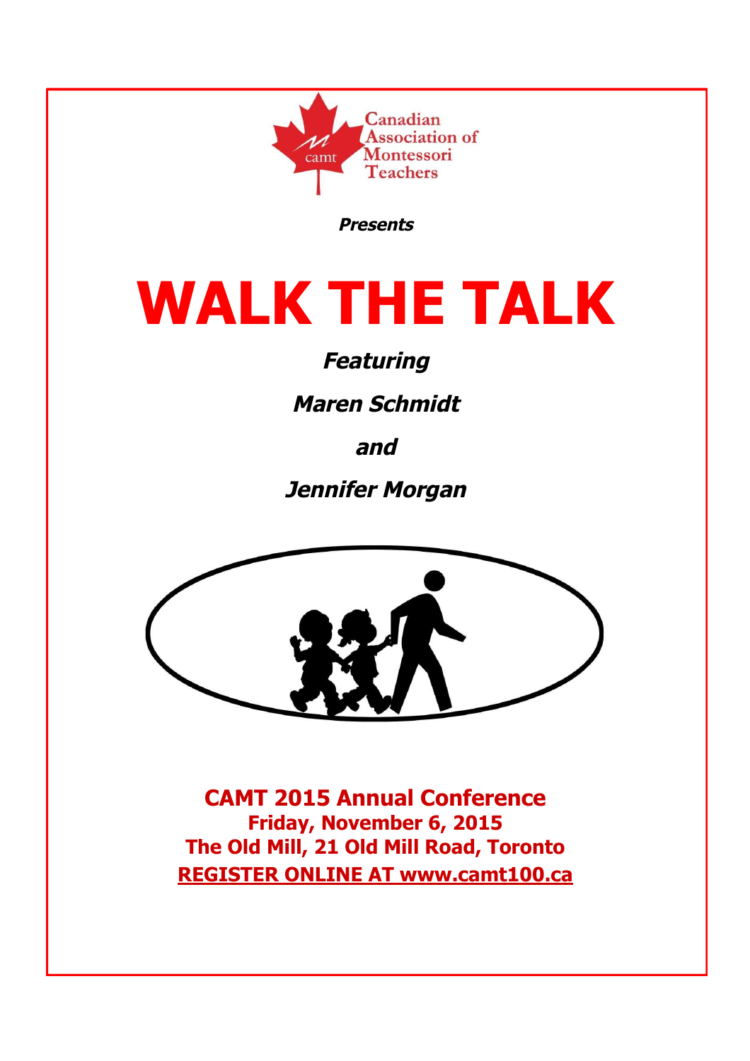Canadian Association of Montessori Teachers

***Presents***

# WALK THE TALK

***Featuring***

***Maren Schmidt***

***and***

***Jennifer Morgan***

**CAMT 2015 Annual Conference**
**Friday, November 6, 2015**
**The Old Mill, 21 Old Mill Road, Toronto**
**REGISTER ONLINE AT www.camt100.ca**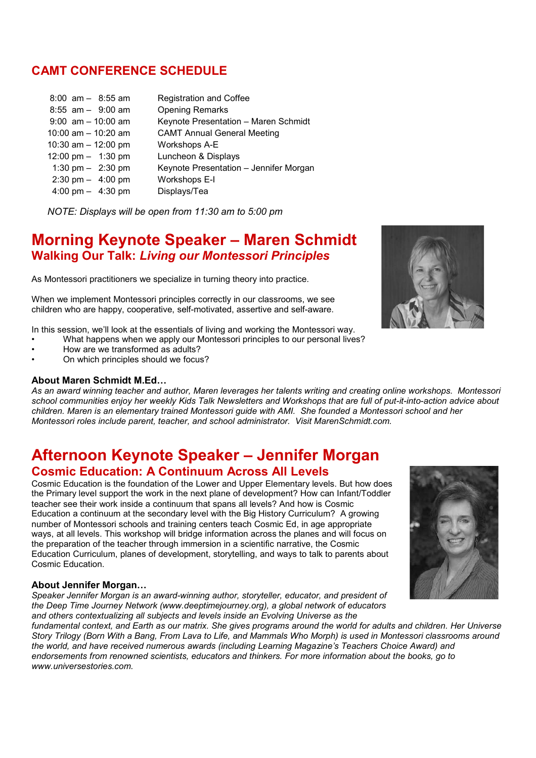## CAMT CONFERENCE SCHEDULE

| | |
|---|---|
| 8:00 am – 8:55 am | Registration and Coffee |
| 8:55 am – 9:00 am | Opening Remarks |
| 9:00 am – 10:00 am | Keynote Presentation – Maren Schmidt |
| 10:00 am – 10:20 am | CAMT Annual General Meeting |
| 10:30 am – 12:00 pm | Workshops A-E |
| 12:00 pm – 1:30 pm | Luncheon & Displays |
| 1:30 pm – 2:30 pm | Keynote Presentation – Jennifer Morgan |
| 2:30 pm – 4:00 pm | Workshops E-I |
| 4:00 pm – 4:30 pm | Displays/Tea |

*NOTE: Displays will be open from 11:30 am to 5:00 pm*

# Morning Keynote Speaker – Maren Schmidt

## Walking Our Talk: *Living our Montessori Principles*

As Montessori practitioners we specialize in turning theory into practice.

When we implement Montessori principles correctly in our classrooms, we see children who are happy, cooperative, self-motivated, assertive and self-aware.

In this session, we'll look at the essentials of living and working the Montessori way.

- What happens when we apply our Montessori principles to our personal lives?
- How are we transformed as adults?
- On which principles should we focus?

**About Maren Schmidt M.Ed…**

*As an award winning teacher and author, Maren leverages her talents writing and creating online workshops. Montessori school communities enjoy her weekly Kids Talk Newsletters and Workshops that are full of put-it-into-action advice about children. Maren is an elementary trained Montessori guide with AMI. She founded a Montessori school and her Montessori roles include parent, teacher, and school administrator. Visit MarenSchmidt.com.*

# Afternoon Keynote Speaker – Jennifer Morgan

## Cosmic Education: A Continuum Across All Levels

Cosmic Education is the foundation of the Lower and Upper Elementary levels. But how does the Primary level support the work in the next plane of development? How can Infant/Toddler teacher see their work inside a continuum that spans all levels? And how is Cosmic Education a continuum at the secondary level with the Big History Curriculum? A growing number of Montessori schools and training centers teach Cosmic Ed, in age appropriate ways, at all levels. This workshop will bridge information across the planes and will focus on the preparation of the teacher through immersion in a scientific narrative, the Cosmic Education Curriculum, planes of development, storytelling, and ways to talk to parents about Cosmic Education.

**About Jennifer Morgan…**

*Speaker Jennifer Morgan is an award-winning author, storyteller, educator, and president of the Deep Time Journey Network (www.deeptimejourney.org), a global network of educators and others contextualizing all subjects and levels inside an Evolving Universe as the fundamental context, and Earth as our matrix. She gives programs around the world for adults and children. Her Universe Story Trilogy (Born With a Bang, From Lava to Life, and Mammals Who Morph) is used in Montessori classrooms around the world, and have received numerous awards (including Learning Magazine's Teachers Choice Award) and endorsements from renowned scientists, educators and thinkers. For more information about the books, go to www.universestories.com.*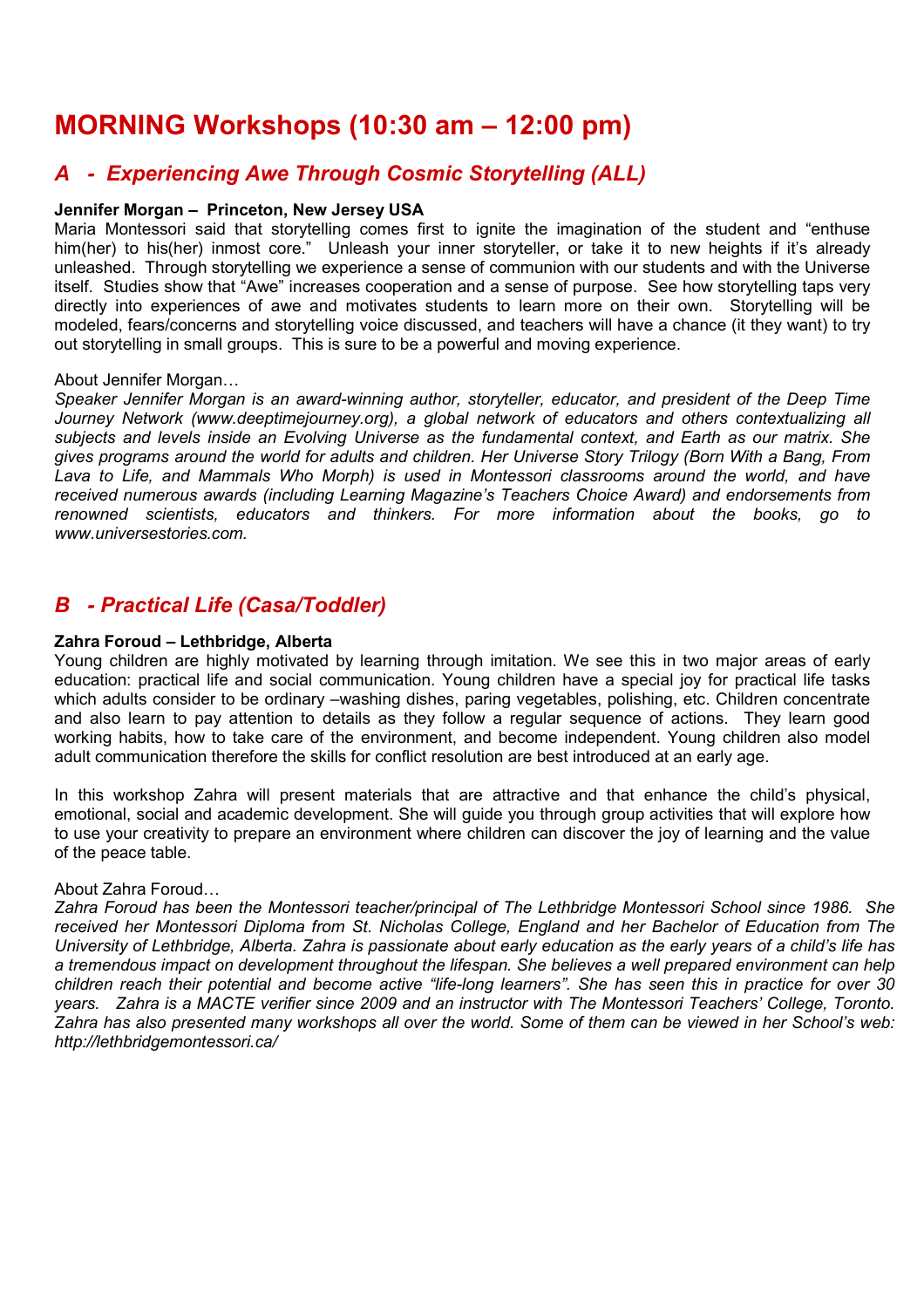# MORNING Workshops (10:30 am – 12:00 pm)

## *A - Experiencing Awe Through Cosmic Storytelling (ALL)*

**Jennifer Morgan – Princeton, New Jersey USA**

Maria Montessori said that storytelling comes first to ignite the imagination of the student and "enthuse him(her) to his(her) inmost core." Unleash your inner storyteller, or take it to new heights if it's already unleashed. Through storytelling we experience a sense of communion with our students and with the Universe itself. Studies show that "Awe" increases cooperation and a sense of purpose. See how storytelling taps very directly into experiences of awe and motivates students to learn more on their own. Storytelling will be modeled, fears/concerns and storytelling voice discussed, and teachers will have a chance (it they want) to try out storytelling in small groups. This is sure to be a powerful and moving experience.

About Jennifer Morgan…

*Speaker Jennifer Morgan is an award-winning author, storyteller, educator, and president of the Deep Time Journey Network (www.deeptimejourney.org), a global network of educators and others contextualizing all subjects and levels inside an Evolving Universe as the fundamental context, and Earth as our matrix. She gives programs around the world for adults and children. Her Universe Story Trilogy (Born With a Bang, From Lava to Life, and Mammals Who Morph) is used in Montessori classrooms around the world, and have received numerous awards (including Learning Magazine's Teachers Choice Award) and endorsements from renowned scientists, educators and thinkers. For more information about the books, go to www.universestories.com.*

## *B - Practical Life (Casa/Toddler)*

**Zahra Foroud – Lethbridge, Alberta**

Young children are highly motivated by learning through imitation. We see this in two major areas of early education: practical life and social communication. Young children have a special joy for practical life tasks which adults consider to be ordinary –washing dishes, paring vegetables, polishing, etc. Children concentrate and also learn to pay attention to details as they follow a regular sequence of actions. They learn good working habits, how to take care of the environment, and become independent. Young children also model adult communication therefore the skills for conflict resolution are best introduced at an early age.

In this workshop Zahra will present materials that are attractive and that enhance the child's physical, emotional, social and academic development. She will guide you through group activities that will explore how to use your creativity to prepare an environment where children can discover the joy of learning and the value of the peace table.

About Zahra Foroud…

*Zahra Foroud has been the Montessori teacher/principal of The Lethbridge Montessori School since 1986. She received her Montessori Diploma from St. Nicholas College, England and her Bachelor of Education from The University of Lethbridge, Alberta. Zahra is passionate about early education as the early years of a child's life has a tremendous impact on development throughout the lifespan. She believes a well prepared environment can help children reach their potential and become active "life-long learners". She has seen this in practice for over 30 years. Zahra is a MACTE verifier since 2009 and an instructor with The Montessori Teachers' College, Toronto. Zahra has also presented many workshops all over the world. Some of them can be viewed in her School's web: http://lethbridgemontessori.ca/*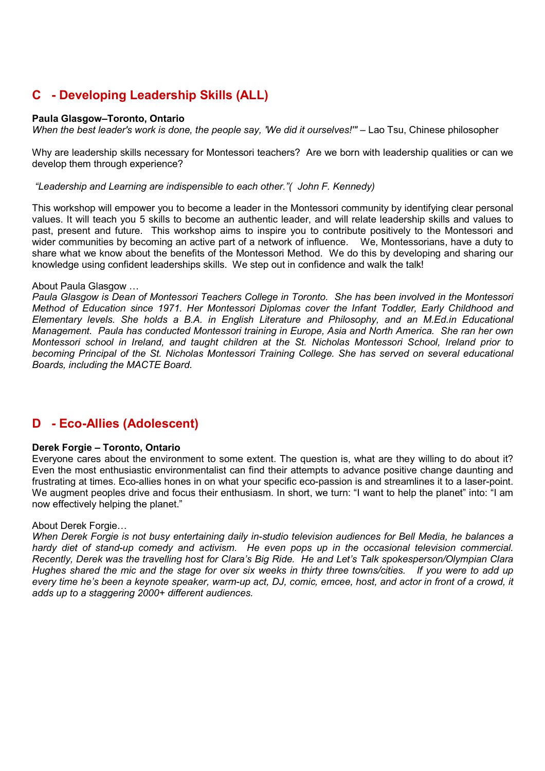## C - Developing Leadership Skills (ALL)

**Paula Glasgow–Toronto, Ontario**

*When the best leader's work is done, the people say, 'We did it ourselves!'"* – Lao Tsu, Chinese philosopher

Why are leadership skills necessary for Montessori teachers? Are we born with leadership qualities or can we develop them through experience?

*"Leadership and Learning are indispensible to each other."( John F. Kennedy)*

This workshop will empower you to become a leader in the Montessori community by identifying clear personal values. It will teach you 5 skills to become an authentic leader, and will relate leadership skills and values to past, present and future. This workshop aims to inspire you to contribute positively to the Montessori and wider communities by becoming an active part of a network of influence. We, Montessorians, have a duty to share what we know about the benefits of the Montessori Method. We do this by developing and sharing our knowledge using confident leaderships skills. We step out in confidence and walk the talk!

About Paula Glasgow …

*Paula Glasgow is Dean of Montessori Teachers College in Toronto. She has been involved in the Montessori Method of Education since 1971. Her Montessori Diplomas cover the Infant Toddler, Early Childhood and Elementary levels. She holds a B.A. in English Literature and Philosophy, and an M.Ed.in Educational Management. Paula has conducted Montessori training in Europe, Asia and North America. She ran her own Montessori school in Ireland, and taught children at the St. Nicholas Montessori School, Ireland prior to becoming Principal of the St. Nicholas Montessori Training College. She has served on several educational Boards, including the MACTE Board.*

## D - Eco-Allies (Adolescent)

**Derek Forgie – Toronto, Ontario**

Everyone cares about the environment to some extent. The question is, what are they willing to do about it? Even the most enthusiastic environmentalist can find their attempts to advance positive change daunting and frustrating at times. Eco-allies hones in on what your specific eco-passion is and streamlines it to a laser-point. We augment peoples drive and focus their enthusiasm. In short, we turn: "I want to help the planet" into: "I am now effectively helping the planet."

About Derek Forgie…

*When Derek Forgie is not busy entertaining daily in-studio television audiences for Bell Media, he balances a hardy diet of stand-up comedy and activism. He even pops up in the occasional television commercial. Recently, Derek was the travelling host for Clara's Big Ride. He and Let's Talk spokesperson/Olympian Clara Hughes shared the mic and the stage for over six weeks in thirty three towns/cities. If you were to add up every time he's been a keynote speaker, warm-up act, DJ, comic, emcee, host, and actor in front of a crowd, it adds up to a staggering 2000+ different audiences.*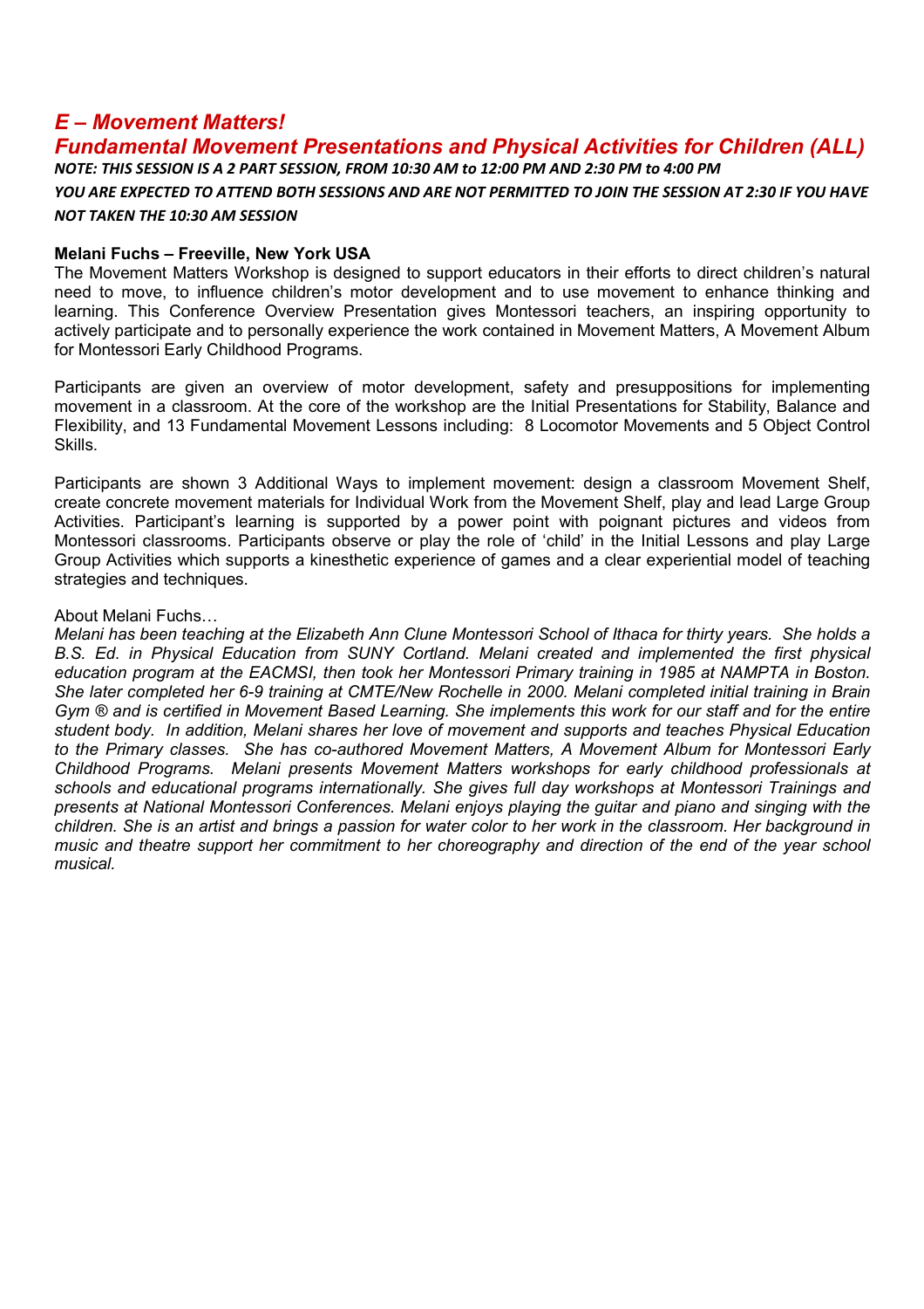## *E – Movement Matters!*

## *Fundamental Movement Presentations and Physical Activities for Children (ALL)*

***NOTE: THIS SESSION IS A 2 PART SESSION, FROM 10:30 AM to 12:00 PM AND 2:30 PM to 4:00 PM***

***YOU ARE EXPECTED TO ATTEND BOTH SESSIONS AND ARE NOT PERMITTED TO JOIN THE SESSION AT 2:30 IF YOU HAVE NOT TAKEN THE 10:30 AM SESSION***

**Melani Fuchs – Freeville, New York USA**

The Movement Matters Workshop is designed to support educators in their efforts to direct children's natural need to move, to influence children's motor development and to use movement to enhance thinking and learning. This Conference Overview Presentation gives Montessori teachers, an inspiring opportunity to actively participate and to personally experience the work contained in Movement Matters, A Movement Album for Montessori Early Childhood Programs.

Participants are given an overview of motor development, safety and presuppositions for implementing movement in a classroom. At the core of the workshop are the Initial Presentations for Stability, Balance and Flexibility, and 13 Fundamental Movement Lessons including: 8 Locomotor Movements and 5 Object Control Skills.

Participants are shown 3 Additional Ways to implement movement: design a classroom Movement Shelf, create concrete movement materials for Individual Work from the Movement Shelf, play and lead Large Group Activities. Participant's learning is supported by a power point with poignant pictures and videos from Montessori classrooms. Participants observe or play the role of 'child' in the Initial Lessons and play Large Group Activities which supports a kinesthetic experience of games and a clear experiential model of teaching strategies and techniques.

About Melani Fuchs…

*Melani has been teaching at the Elizabeth Ann Clune Montessori School of Ithaca for thirty years. She holds a B.S. Ed. in Physical Education from SUNY Cortland. Melani created and implemented the first physical education program at the EACMSI, then took her Montessori Primary training in 1985 at NAMPTA in Boston. She later completed her 6-9 training at CMTE/New Rochelle in 2000. Melani completed initial training in Brain Gym ® and is certified in Movement Based Learning. She implements this work for our staff and for the entire student body. In addition, Melani shares her love of movement and supports and teaches Physical Education to the Primary classes. She has co-authored Movement Matters, A Movement Album for Montessori Early Childhood Programs. Melani presents Movement Matters workshops for early childhood professionals at schools and educational programs internationally. She gives full day workshops at Montessori Trainings and presents at National Montessori Conferences. Melani enjoys playing the guitar and piano and singing with the children. She is an artist and brings a passion for water color to her work in the classroom. Her background in music and theatre support her commitment to her choreography and direction of the end of the year school musical.*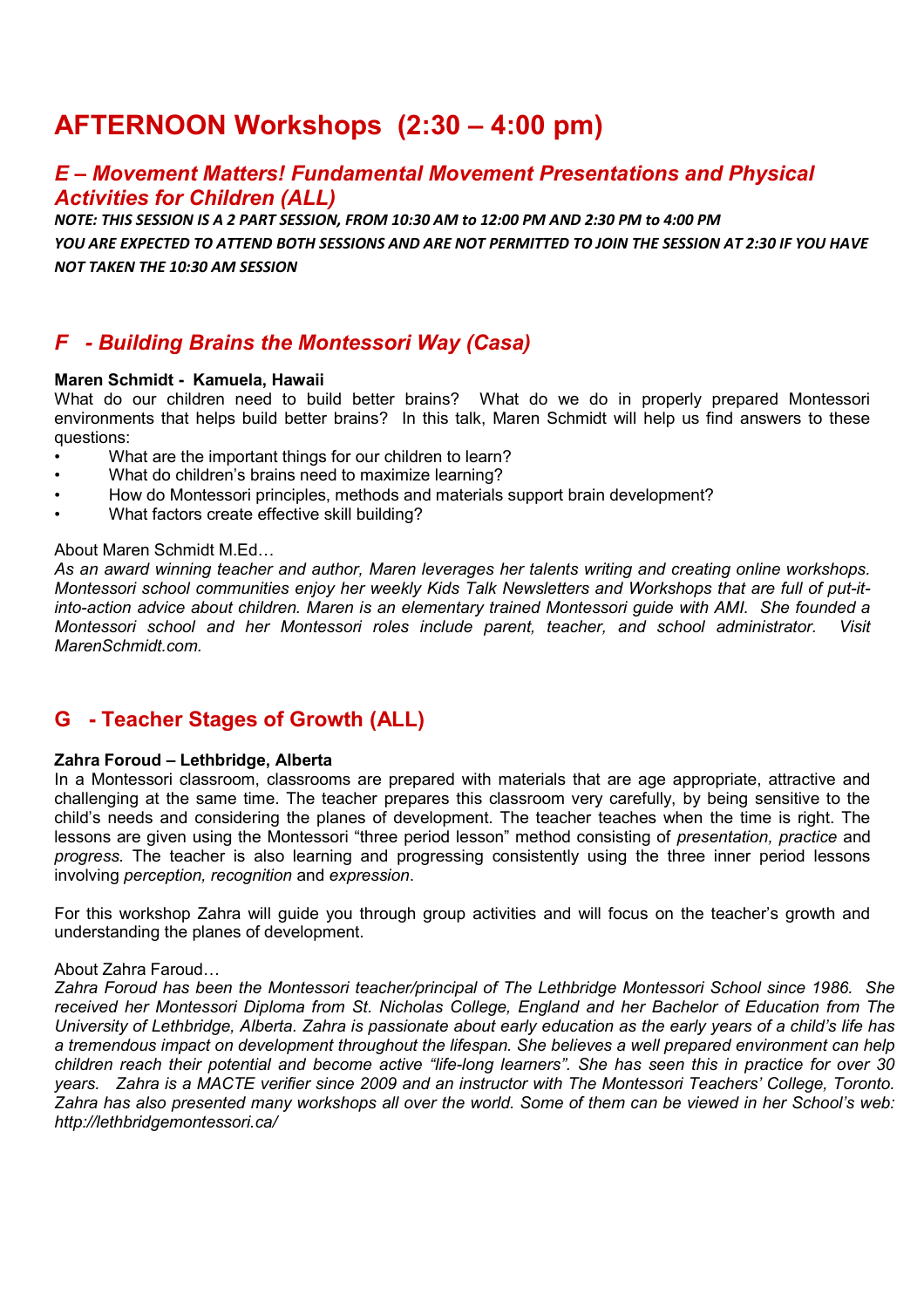# AFTERNOON Workshops (2:30 – 4:00 pm)

## *E – Movement Matters! Fundamental Movement Presentations and Physical Activities for Children (ALL)*

***NOTE: THIS SESSION IS A 2 PART SESSION, FROM 10:30 AM to 12:00 PM AND 2:30 PM to 4:00 PM***

***YOU ARE EXPECTED TO ATTEND BOTH SESSIONS AND ARE NOT PERMITTED TO JOIN THE SESSION AT 2:30 IF YOU HAVE NOT TAKEN THE 10:30 AM SESSION***

## *F - Building Brains the Montessori Way (Casa)*

**Maren Schmidt - Kamuela, Hawaii**

What do our children need to build better brains? What do we do in properly prepared Montessori environments that helps build better brains? In this talk, Maren Schmidt will help us find answers to these questions:

- What are the important things for our children to learn?
- What do children's brains need to maximize learning?
- How do Montessori principles, methods and materials support brain development?
- What factors create effective skill building?

About Maren Schmidt M.Ed…

*As an award winning teacher and author, Maren leverages her talents writing and creating online workshops. Montessori school communities enjoy her weekly Kids Talk Newsletters and Workshops that are full of put-it-into-action advice about children. Maren is an elementary trained Montessori guide with AMI. She founded a Montessori school and her Montessori roles include parent, teacher, and school administrator. Visit MarenSchmidt.com.*

## G - Teacher Stages of Growth (ALL)

**Zahra Foroud – Lethbridge, Alberta**

In a Montessori classroom, classrooms are prepared with materials that are age appropriate, attractive and challenging at the same time. The teacher prepares this classroom very carefully, by being sensitive to the child's needs and considering the planes of development. The teacher teaches when the time is right. The lessons are given using the Montessori "three period lesson" method consisting of *presentation, practice* and *progress.* The teacher is also learning and progressing consistently using the three inner period lessons involving *perception, recognition* and *expression*.

For this workshop Zahra will guide you through group activities and will focus on the teacher's growth and understanding the planes of development.

About Zahra Faroud…

*Zahra Foroud has been the Montessori teacher/principal of The Lethbridge Montessori School since 1986. She received her Montessori Diploma from St. Nicholas College, England and her Bachelor of Education from The University of Lethbridge, Alberta. Zahra is passionate about early education as the early years of a child's life has a tremendous impact on development throughout the lifespan. She believes a well prepared environment can help children reach their potential and become active "life-long learners". She has seen this in practice for over 30 years. Zahra is a MACTE verifier since 2009 and an instructor with The Montessori Teachers' College, Toronto. Zahra has also presented many workshops all over the world. Some of them can be viewed in her School's web: http://lethbridgemontessori.ca/*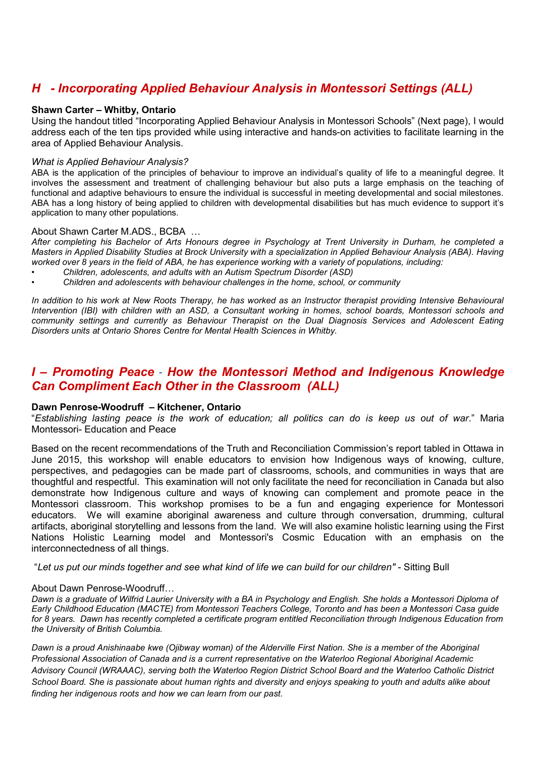## *H - Incorporating Applied Behaviour Analysis in Montessori Settings (ALL)*

**Shawn Carter – Whitby, Ontario**

Using the handout titled "Incorporating Applied Behaviour Analysis in Montessori Schools" (Next page), I would address each of the ten tips provided while using interactive and hands-on activities to facilitate learning in the area of Applied Behaviour Analysis.

*What is Applied Behaviour Analysis?*

ABA is the application of the principles of behaviour to improve an individual's quality of life to a meaningful degree. It involves the assessment and treatment of challenging behaviour but also puts a large emphasis on the teaching of functional and adaptive behaviours to ensure the individual is successful in meeting developmental and social milestones. ABA has a long history of being applied to children with developmental disabilities but has much evidence to support it's application to many other populations.

About Shawn Carter M.ADS., BCBA …

*After completing his Bachelor of Arts Honours degree in Psychology at Trent University in Durham, he completed a Masters in Applied Disability Studies at Brock University with a specialization in Applied Behaviour Analysis (ABA). Having worked over 8 years in the field of ABA, he has experience working with a variety of populations, including:*

- *Children, adolescents, and adults with an Autism Spectrum Disorder (ASD)*
- *Children and adolescents with behaviour challenges in the home, school, or community*

*In addition to his work at New Roots Therapy, he has worked as an Instructor therapist providing Intensive Behavioural Intervention (IBI) with children with an ASD, a Consultant working in homes, school boards, Montessori schools and community settings and currently as Behaviour Therapist on the Dual Diagnosis Services and Adolescent Eating Disorders units at Ontario Shores Centre for Mental Health Sciences in Whitby.*

## *I – Promoting Peace - How the Montessori Method and Indigenous Knowledge Can Compliment Each Other in the Classroom (ALL)*

**Dawn Penrose-Woodruff – Kitchener, Ontario**

"*Establishing lasting peace is the work of education; all politics can do is keep us out of war*." Maria Montessori- Education and Peace

Based on the recent recommendations of the Truth and Reconciliation Commission's report tabled in Ottawa in June 2015, this workshop will enable educators to envision how Indigenous ways of knowing, culture, perspectives, and pedagogies can be made part of classrooms, schools, and communities in ways that are thoughtful and respectful. This examination will not only facilitate the need for reconciliation in Canada but also demonstrate how Indigenous culture and ways of knowing can complement and promote peace in the Montessori classroom. This workshop promises to be a fun and engaging experience for Montessori educators. We will examine aboriginal awareness and culture through conversation, drumming, cultural artifacts, aboriginal storytelling and lessons from the land. We will also examine holistic learning using the First Nations Holistic Learning model and Montessori's Cosmic Education with an emphasis on the interconnectedness of all things.

"*Let us put our minds together and see what kind of life we can build for our children"* - Sitting Bull

About Dawn Penrose-Woodruff…

*Dawn is a graduate of Wilfrid Laurier University with a BA in Psychology and English. She holds a Montessori Diploma of Early Childhood Education (MACTE) from Montessori Teachers College, Toronto and has been a Montessori Casa guide for 8 years. Dawn has recently completed a certificate program entitled Reconciliation through Indigenous Education from the University of British Columbia.*

*Dawn is a proud Anishinaabe kwe (Ojibway woman) of the Alderville First Nation. She is a member of the Aboriginal Professional Association of Canada and is a current representative on the Waterloo Regional Aboriginal Academic Advisory Council (WRAAAC), serving both the Waterloo Region District School Board and the Waterloo Catholic District School Board. She is passionate about human rights and diversity and enjoys speaking to youth and adults alike about finding her indigenous roots and how we can learn from our past.*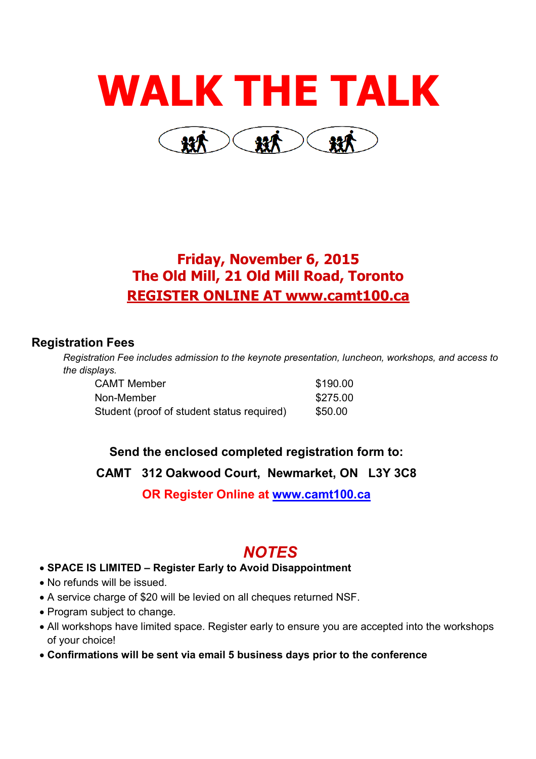# WALK THE TALK

**Friday, November 6, 2015**
**The Old Mill, 21 Old Mill Road, Toronto**
**REGISTER ONLINE AT www.camt100.ca**

### Registration Fees

*Registration Fee includes admission to the keynote presentation, luncheon, workshops, and access to the displays.*

| | |
|---|---|
| CAMT Member | $190.00 |
| Non-Member | $275.00 |
| Student (proof of student status required) | $50.00 |

**Send the enclosed completed registration form to:**

**CAMT 312 Oakwood Court, Newmarket, ON L3Y 3C8**

**OR Register Online at www.camt100.ca**

## *NOTES*

- **SPACE IS LIMITED – Register Early to Avoid Disappointment**
- No refunds will be issued.
- A service charge of $20 will be levied on all cheques returned NSF.
- Program subject to change.
- All workshops have limited space. Register early to ensure you are accepted into the workshops of your choice!
- **Confirmations will be sent via email 5 business days prior to the conference**